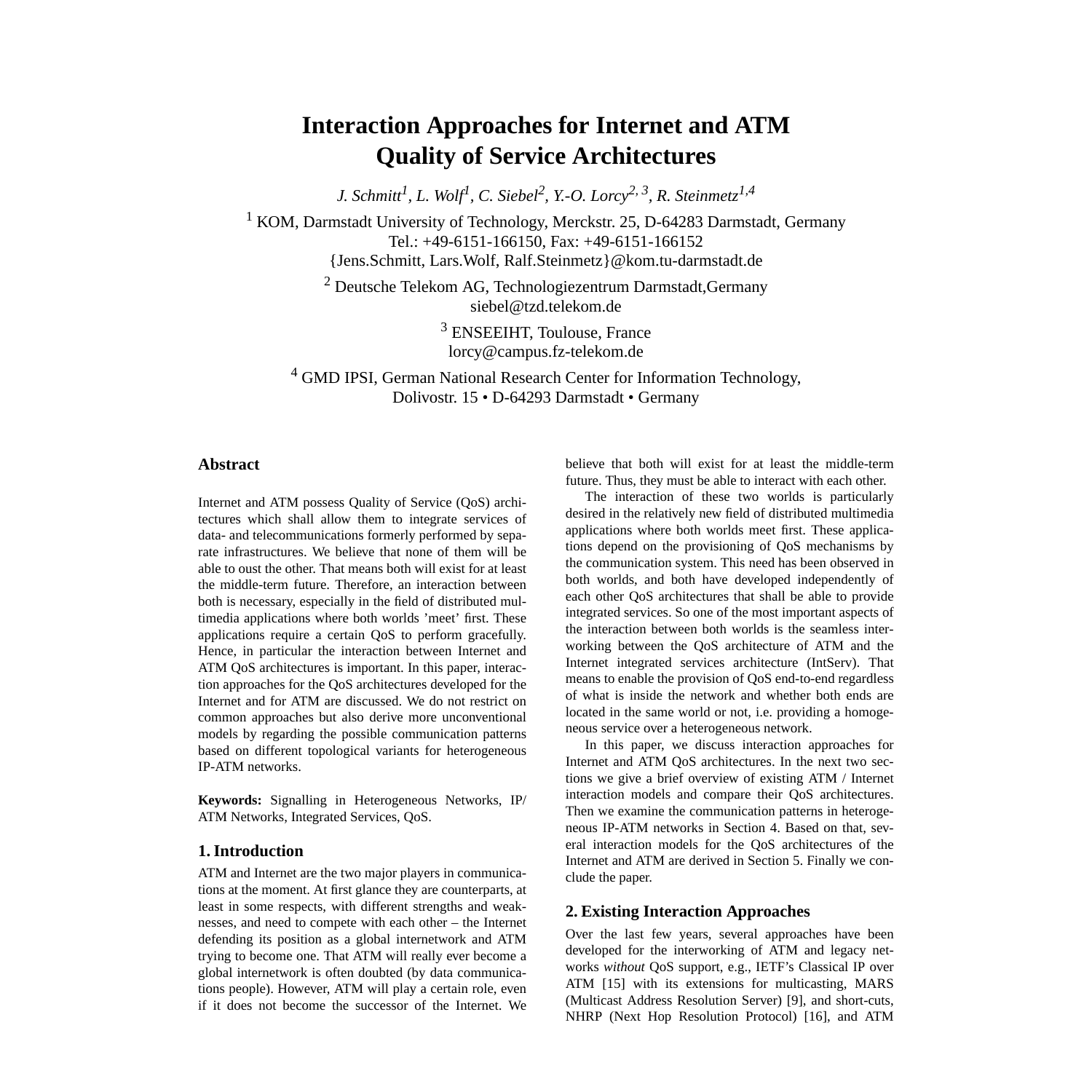// Transcription of page 1 (2-column academic paper; affiliation superscripts rendered in bracketed form per instructions)
# Interaction Approaches for Internet and ATM Quality of Service Architectures

*J. Schmitt[1], L. Wolf[1], C. Siebel[2], Y.-O. Lorcy[2,3], R. Steinmetz[1,4]*

[1] KOM, Darmstadt University of Technology, Merckstr. 25, D-64283 Darmstadt, Germany
Tel.: +49-6151-166150, Fax: +49-6151-166152
{Jens.Schmitt, Lars.Wolf, Ralf.Steinmetz}@kom.tu-darmstadt.de

[2] Deutsche Telekom AG, Technologiezentrum Darmstadt,Germany
siebel@tzd.telekom.de

[3] ENSEEIHT, Toulouse, France
lorcy@campus.fz-telekom.de

[4] GMD IPSI, German National Research Center for Information Technology,
Dolivostr. 15 • D-64293 Darmstadt • Germany

## Abstract

Internet and ATM possess Quality of Service (QoS) architectures which shall allow them to integrate services of data- and telecommunications formerly performed by separate infrastructures. We believe that none of them will be able to oust the other. That means both will exist for at least the middle-term future. Therefore, an interaction between both is necessary, especially in the field of distributed multimedia applications where both worlds 'meet' first. These applications require a certain QoS to perform gracefully. Hence, in particular the interaction between Internet and ATM QoS architectures is important. In this paper, interaction approaches for the QoS architectures developed for the Internet and for ATM are discussed. We do not restrict on common approaches but also derive more unconventional models by regarding the possible communication patterns based on different topological variants for heterogeneous IP-ATM networks.

**Keywords:** Signalling in Heterogeneous Networks, IP/ATM Networks, Integrated Services, QoS.

## 1. Introduction

ATM and Internet are the two major players in communications at the moment. At first glance they are counterparts, at least in some respects, with different strengths and weaknesses, and need to compete with each other – the Internet defending its position as a global internetwork and ATM trying to become one. That ATM will really ever become a global internetwork is often doubted (by data communications people). However, ATM will play a certain role, even if it does not become the successor of the Internet. We believe that both will exist for at least the middle-term future. Thus, they must be able to interact with each other.

The interaction of these two worlds is particularly desired in the relatively new field of distributed multimedia applications where both worlds meet first. These applications depend on the provisioning of QoS mechanisms by the communication system. This need has been observed in both worlds, and both have developed independently of each other QoS architectures that shall be able to provide integrated services. So one of the most important aspects of the interaction between both worlds is the seamless interworking between the QoS architecture of ATM and the Internet integrated services architecture (IntServ). That means to enable the provision of QoS end-to-end regardless of what is inside the network and whether both ends are located in the same world or not, i.e. providing a homogeneous service over a heterogeneous network.

In this paper, we discuss interaction approaches for Internet and ATM QoS architectures. In the next two sections we give a brief overview of existing ATM / Internet interaction models and compare their QoS architectures. Then we examine the communication patterns in heterogeneous IP-ATM networks in Section 4. Based on that, several interaction models for the QoS architectures of the Internet and ATM are derived in Section 5. Finally we conclude the paper.

## 2. Existing Interaction Approaches

Over the last few years, several approaches have been developed for the interworking of ATM and legacy networks *without* QoS support, e.g., IETF's Classical IP over ATM [15] with its extensions for multicasting, MARS (Multicast Address Resolution Server) [9], and short-cuts, NHRP (Next Hop Resolution Protocol) [16], and ATM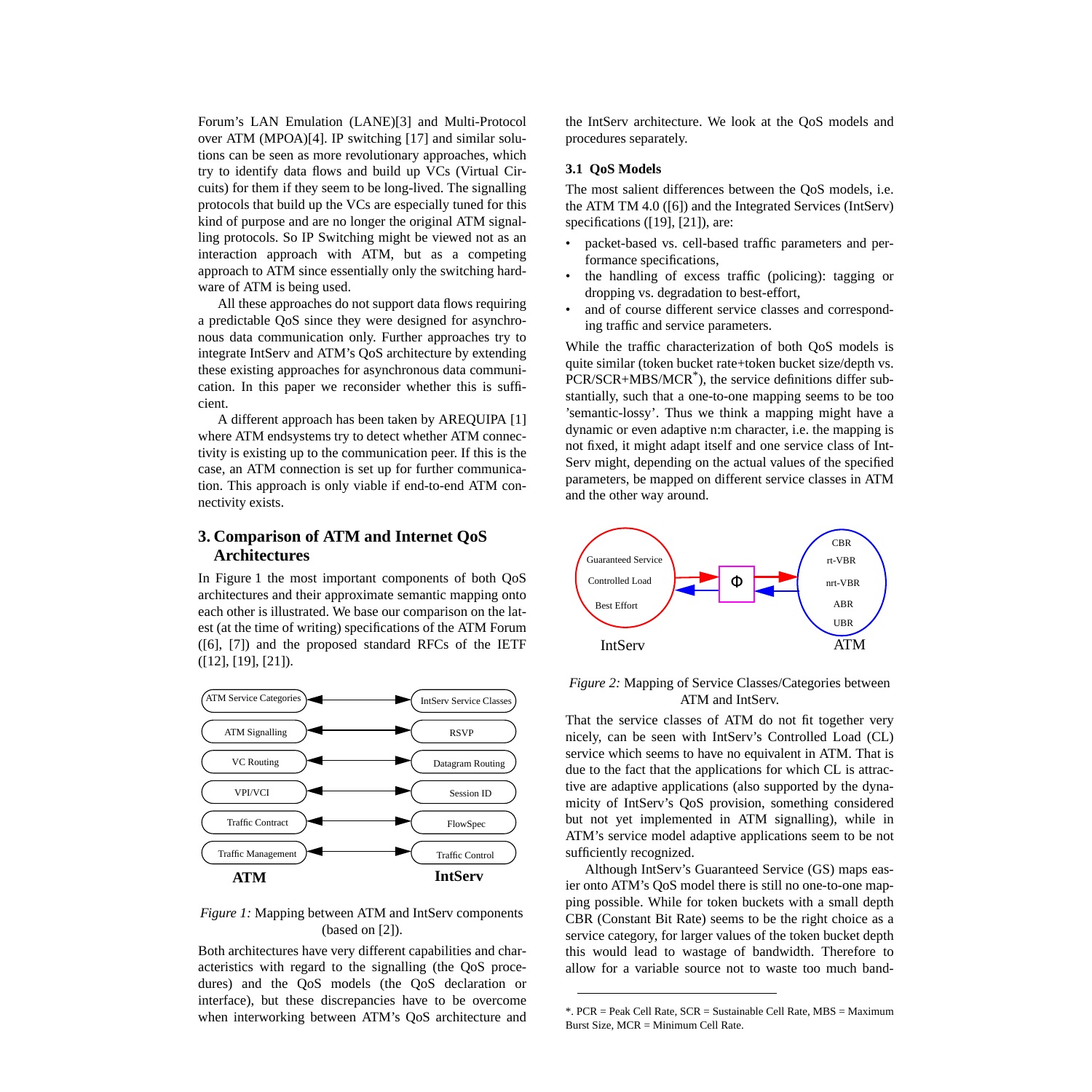Forum's LAN Emulation (LANE)[3] and Multi-Protocol over ATM (MPOA)[4]. IP switching [17] and similar solutions can be seen as more revolutionary approaches, which try to identify data flows and build up VCs (Virtual Circuits) for them if they seem to be long-lived. The signalling protocols that build up the VCs are especially tuned for this kind of purpose and are no longer the original ATM signalling protocols. So IP Switching might be viewed not as an interaction approach with ATM, but as a competing approach to ATM since essentially only the switching hardware of ATM is being used.

All these approaches do not support data flows requiring a predictable QoS since they were designed for asynchronous data communication only. Further approaches try to integrate IntServ and ATM's QoS architecture by extending these existing approaches for asynchronous data communication. In this paper we reconsider whether this is sufficient.

A different approach has been taken by AREQUIPA [1] where ATM endsystems try to detect whether ATM connectivity is existing up to the communication peer. If this is the case, an ATM connection is set up for further communication. This approach is only viable if end-to-end ATM connectivity exists.

## 3. Comparison of ATM and Internet QoS Architectures

In Figure 1 the most important components of both QoS architectures and their approximate semantic mapping onto each other is illustrated. We base our comparison on the latest (at the time of writing) specifications of the ATM Forum ([6], [7]) and the proposed standard RFCs of the IETF ([12], [19], [21]).

| ATM | | IntServ |
|---|---|---|
| ATM Service Categories | ↔ | IntServ Service Classes |
| ATM Signalling | ↔ | RSVP |
| VC Routing | ↔ | Datagram Routing |
| VPI/VCI | ↔ | Session ID |
| Traffic Contract | ↔ | FlowSpec |
| Traffic Management | ↔ | Traffic Control |

*Figure 1:* Mapping between ATM and IntServ components (based on [2]).

Both architectures have very different capabilities and characteristics with regard to the signalling (the QoS procedures) and the QoS models (the QoS declaration or interface), but these discrepancies have to be overcome when interworking between ATM's QoS architecture and the IntServ architecture. We look at the QoS models and procedures separately.

### 3.1 QoS Models

The most salient differences between the QoS models, i.e. the ATM TM 4.0 ([6]) and the Integrated Services (IntServ) specifications ([19], [21]), are:

- packet-based vs. cell-based traffic parameters and performance specifications,
- the handling of excess traffic (policing): tagging or dropping vs. degradation to best-effort,
- and of course different service classes and corresponding traffic and service parameters.

While the traffic characterization of both QoS models is quite similar (token bucket rate+token bucket size/depth vs. PCR/SCR+MBS/MCR*), the service definitions differ substantially, such that a one-to-one mapping seems to be too 'semantic-lossy'. Thus we think a mapping might have a dynamic or even adaptive n:m character, i.e. the mapping is not fixed, it might adapt itself and one service class of IntServ might, depending on the actual values of the specified parameters, be mapped on different service classes in ATM and the other way around.

| IntServ | | ATM |
|---|---|---|
| Guaranteed Service, Controlled Load, Best Effort | ⇄ Φ ⇄ | CBR, rt-VBR, nrt-VBR, ABR, UBR |

*Figure 2:* Mapping of Service Classes/Categories between ATM and IntServ.

That the service classes of ATM do not fit together very nicely, can be seen with IntServ's Controlled Load (CL) service which seems to have no equivalent in ATM. That is due to the fact that the applications for which CL is attractive are adaptive applications (also supported by the dynamicity of IntServ's QoS provision, something considered but not yet implemented in ATM signalling), while in ATM's service model adaptive applications seem to be not sufficiently recognized.

Although IntServ's Guaranteed Service (GS) maps easier onto ATM's QoS model there is still no one-to-one mapping possible. While for token buckets with a small depth CBR (Constant Bit Rate) seems to be the right choice as a service category, for larger values of the token bucket depth this would lead to wastage of bandwidth. Therefore to allow for a variable source not to waste too much band-

*. PCR = Peak Cell Rate, SCR = Sustainable Cell Rate, MBS = Maximum Burst Size, MCR = Minimum Cell Rate.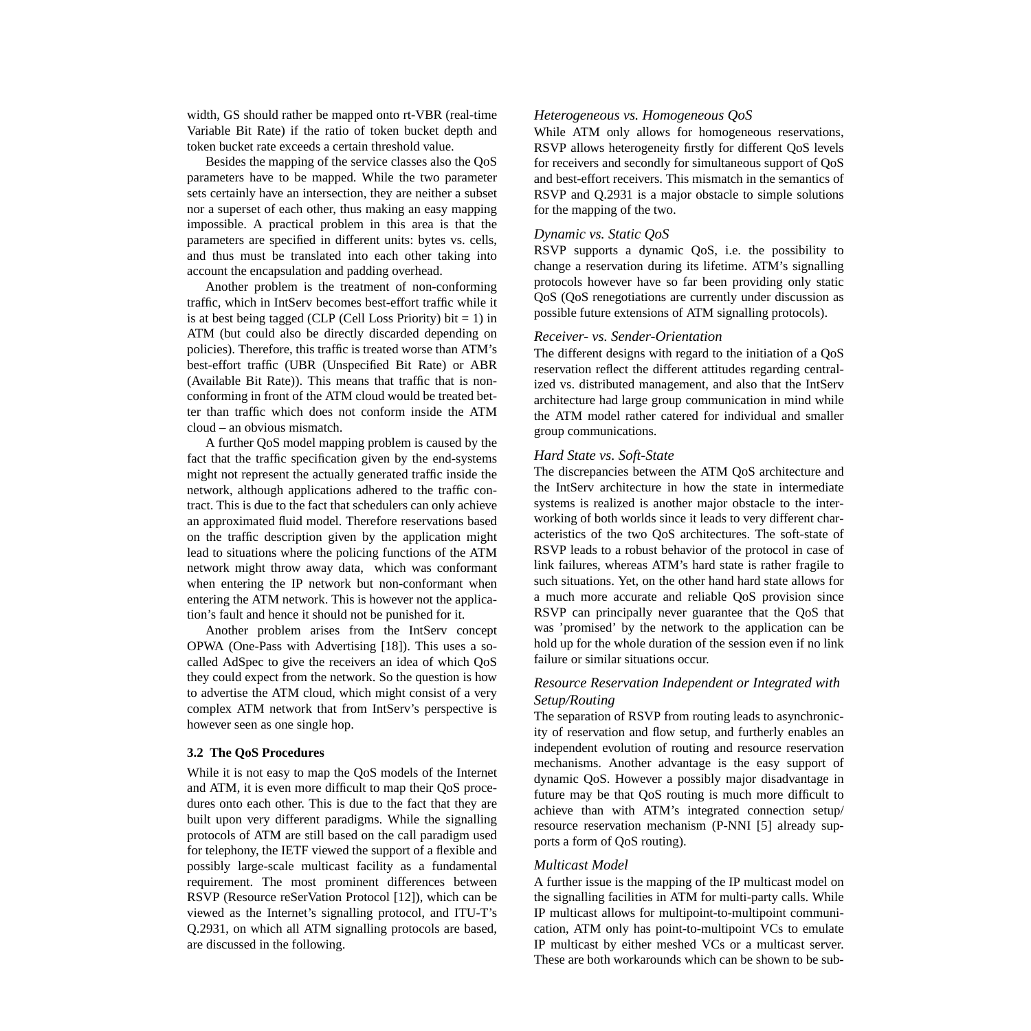width, GS should rather be mapped onto rt-VBR (real-time Variable Bit Rate) if the ratio of token bucket depth and token bucket rate exceeds a certain threshold value.

Besides the mapping of the service classes also the QoS parameters have to be mapped. While the two parameter sets certainly have an intersection, they are neither a subset nor a superset of each other, thus making an easy mapping impossible. A practical problem in this area is that the parameters are specified in different units: bytes vs. cells, and thus must be translated into each other taking into account the encapsulation and padding overhead.

Another problem is the treatment of non-conforming traffic, which in IntServ becomes best-effort traffic while it is at best being tagged (CLP (Cell Loss Priority) bit = 1) in ATM (but could also be directly discarded depending on policies). Therefore, this traffic is treated worse than ATM's best-effort traffic (UBR (Unspecified Bit Rate) or ABR (Available Bit Rate)). This means that traffic that is non-conforming in front of the ATM cloud would be treated better than traffic which does not conform inside the ATM cloud – an obvious mismatch.

A further QoS model mapping problem is caused by the fact that the traffic specification given by the end-systems might not represent the actually generated traffic inside the network, although applications adhered to the traffic contract. This is due to the fact that schedulers can only achieve an approximated fluid model. Therefore reservations based on the traffic description given by the application might lead to situations where the policing functions of the ATM network might throw away data, which was conformant when entering the IP network but non-conformant when entering the ATM network. This is however not the application's fault and hence it should not be punished for it.

Another problem arises from the IntServ concept OPWA (One-Pass with Advertising [18]). This uses a so-called AdSpec to give the receivers an idea of which QoS they could expect from the network. So the question is how to advertise the ATM cloud, which might consist of a very complex ATM network that from IntServ's perspective is however seen as one single hop.

### 3.2 The QoS Procedures

While it is not easy to map the QoS models of the Internet and ATM, it is even more difficult to map their QoS procedures onto each other. This is due to the fact that they are built upon very different paradigms. While the signalling protocols of ATM are still based on the call paradigm used for telephony, the IETF viewed the support of a flexible and possibly large-scale multicast facility as a fundamental requirement. The most prominent differences between RSVP (Resource reSerVation Protocol [12]), which can be viewed as the Internet's signalling protocol, and ITU-T's Q.2931, on which all ATM signalling protocols are based, are discussed in the following.

*Heterogeneous vs. Homogeneous QoS*

While ATM only allows for homogeneous reservations, RSVP allows heterogeneity firstly for different QoS levels for receivers and secondly for simultaneous support of QoS and best-effort receivers. This mismatch in the semantics of RSVP and Q.2931 is a major obstacle to simple solutions for the mapping of the two.

*Dynamic vs. Static QoS*

RSVP supports a dynamic QoS, i.e. the possibility to change a reservation during its lifetime. ATM's signalling protocols however have so far been providing only static QoS (QoS renegotiations are currently under discussion as possible future extensions of ATM signalling protocols).

*Receiver- vs. Sender-Orientation*

The different designs with regard to the initiation of a QoS reservation reflect the different attitudes regarding centralized vs. distributed management, and also that the IntServ architecture had large group communication in mind while the ATM model rather catered for individual and smaller group communications.

*Hard State vs. Soft-State*

The discrepancies between the ATM QoS architecture and the IntServ architecture in how the state in intermediate systems is realized is another major obstacle to the interworking of both worlds since it leads to very different characteristics of the two QoS architectures. The soft-state of RSVP leads to a robust behavior of the protocol in case of link failures, whereas ATM's hard state is rather fragile to such situations. Yet, on the other hand hard state allows for a much more accurate and reliable QoS provision since RSVP can principally never guarantee that the QoS that was 'promised' by the network to the application can be hold up for the whole duration of the session even if no link failure or similar situations occur.

*Resource Reservation Independent or Integrated with Setup/Routing*

The separation of RSVP from routing leads to asynchronicity of reservation and flow setup, and furtherly enables an independent evolution of routing and resource reservation mechanisms. Another advantage is the easy support of dynamic QoS. However a possibly major disadvantage in future may be that QoS routing is much more difficult to achieve than with ATM's integrated connection setup/ resource reservation mechanism (P-NNI [5] already supports a form of QoS routing).

*Multicast Model*

A further issue is the mapping of the IP multicast model on the signalling facilities in ATM for multi-party calls. While IP multicast allows for multipoint-to-multipoint communication, ATM only has point-to-multipoint VCs to emulate IP multicast by either meshed VCs or a multicast server. These are both workarounds which can be shown to be sub-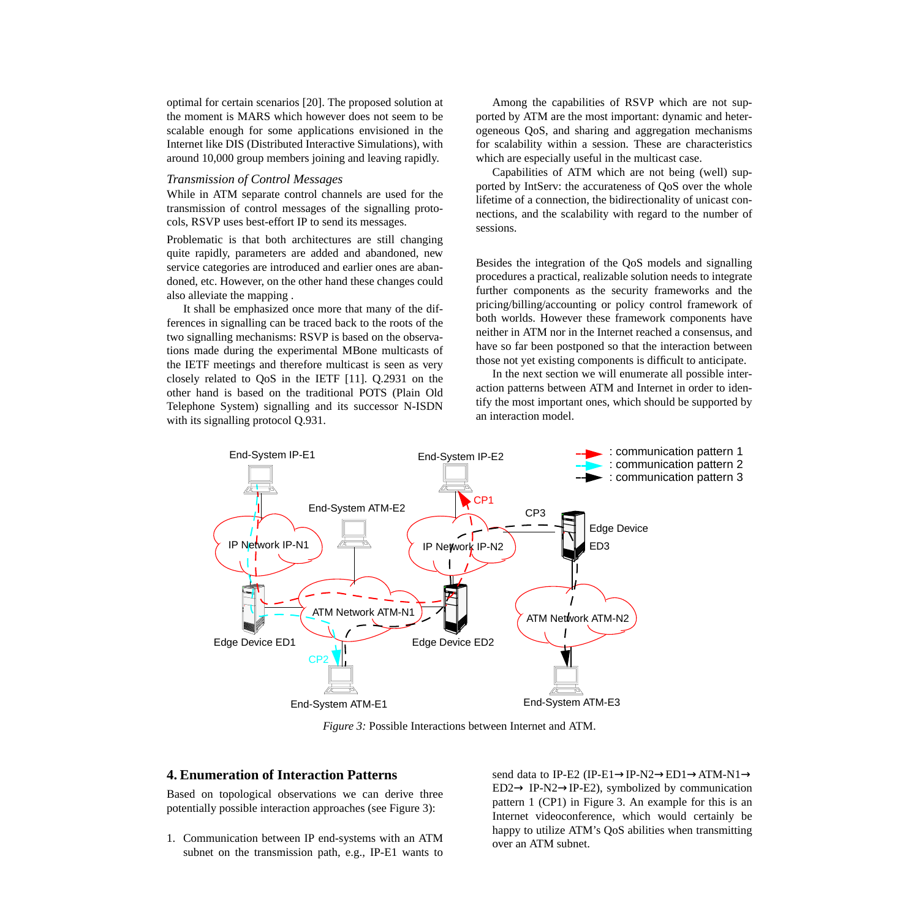optimal for certain scenarios [20]. The proposed solution at the moment is MARS which however does not seem to be scalable enough for some applications envisioned in the Internet like DIS (Distributed Interactive Simulations), with around 10,000 group members joining and leaving rapidly.

*Transmission of Control Messages*

While in ATM separate control channels are used for the transmission of control messages of the signalling protocols, RSVP uses best-effort IP to send its messages.

Problematic is that both architectures are still changing quite rapidly, parameters are added and abandoned, new service categories are introduced and earlier ones are abandoned, etc. However, on the other hand these changes could also alleviate the mapping .

It shall be emphasized once more that many of the differences in signalling can be traced back to the roots of the two signalling mechanisms: RSVP is based on the observations made during the experimental MBone multicasts of the IETF meetings and therefore multicast is seen as very closely related to QoS in the IETF [11]. Q.2931 on the other hand is based on the traditional POTS (Plain Old Telephone System) signalling and its successor N-ISDN with its signalling protocol Q.931.

Among the capabilities of RSVP which are not supported by ATM are the most important: dynamic and heterogeneous QoS, and sharing and aggregation mechanisms for scalability within a session. These are characteristics which are especially useful in the multicast case.

Capabilities of ATM which are not being (well) supported by IntServ: the accurateness of QoS over the whole lifetime of a connection, the bidirectionality of unicast connections, and the scalability with regard to the number of sessions.

Besides the integration of the QoS models and signalling procedures a practical, realizable solution needs to integrate further components as the security frameworks and the pricing/billing/accounting or policy control framework of both worlds. However these framework components have neither in ATM nor in the Internet reached a consensus, and have so far been postponed so that the interaction between those not yet existing components is difficult to anticipate.

In the next section we will enumerate all possible interaction patterns between ATM and Internet in order to identify the most important ones, which should be supported by an interaction model.

End-System IP-E1
End-System IP-E2
End-System ATM-E2
IP Network IP-N1
IP Network IP-N2
CP1
CP3
Edge Device ED3
ATM Network ATM-N1
ATM Network ATM-N2
Edge Device ED1
Edge Device ED2
CP2
End-System ATM-E1
End-System ATM-E3
: communication pattern 1
: communication pattern 2
: communication pattern 3

*Figure 3:* Possible Interactions between Internet and ATM.

## 4. Enumeration of Interaction Patterns

Based on topological observations we can derive three potentially possible interaction approaches (see Figure 3):

1. Communication between IP end-systems with an ATM subnet on the transmission path, e.g., IP-E1 wants to send data to IP-E2 (IP-E1→IP-N2→ED1→ATM-N1→ED2→ IP-N2→IP-E2), symbolized by communication pattern 1 (CP1) in Figure 3. An example for this is an Internet videoconference, which would certainly be happy to utilize ATM's QoS abilities when transmitting over an ATM subnet.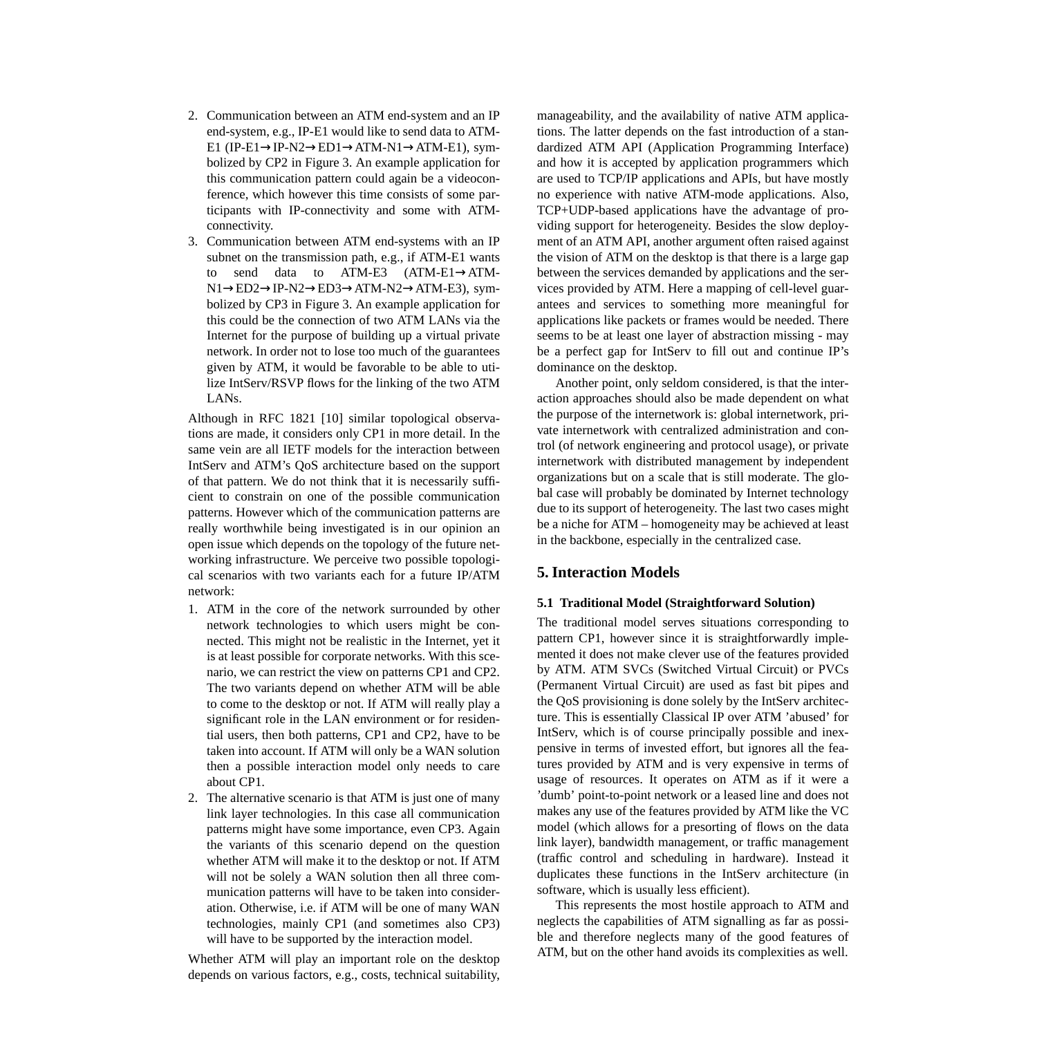2. Communication between an ATM end-system and an IP end-system, e.g., IP-E1 would like to send data to ATM-E1 (IP-E1→IP-N2→ED1→ATM-N1→ATM-E1), symbolized by CP2 in Figure 3. An example application for this communication pattern could again be a videoconference, which however this time consists of some participants with IP-connectivity and some with ATM-connectivity.
3. Communication between ATM end-systems with an IP subnet on the transmission path, e.g., if ATM-E1 wants to send data to ATM-E3 (ATM-E1→ATM-N1→ED2→IP-N2→ED3→ATM-N2→ATM-E3), symbolized by CP3 in Figure 3. An example application for this could be the connection of two ATM LANs via the Internet for the purpose of building up a virtual private network. In order not to lose too much of the guarantees given by ATM, it would be favorable to be able to utilize IntServ/RSVP flows for the linking of the two ATM LANs.

Although in RFC 1821 [10] similar topological observations are made, it considers only CP1 in more detail. In the same vein are all IETF models for the interaction between IntServ and ATM's QoS architecture based on the support of that pattern. We do not think that it is necessarily sufficient to constrain on one of the possible communication patterns. However which of the communication patterns are really worthwhile being investigated is in our opinion an open issue which depends on the topology of the future networking infrastructure. We perceive two possible topological scenarios with two variants each for a future IP/ATM network:

1. ATM in the core of the network surrounded by other network technologies to which users might be connected. This might not be realistic in the Internet, yet it is at least possible for corporate networks. With this scenario, we can restrict the view on patterns CP1 and CP2. The two variants depend on whether ATM will be able to come to the desktop or not. If ATM will really play a significant role in the LAN environment or for residential users, then both patterns, CP1 and CP2, have to be taken into account. If ATM will only be a WAN solution then a possible interaction model only needs to care about CP1.
2. The alternative scenario is that ATM is just one of many link layer technologies. In this case all communication patterns might have some importance, even CP3. Again the variants of this scenario depend on the question whether ATM will make it to the desktop or not. If ATM will not be solely a WAN solution then all three communication patterns will have to be taken into consideration. Otherwise, i.e. if ATM will be one of many WAN technologies, mainly CP1 (and sometimes also CP3) will have to be supported by the interaction model.

Whether ATM will play an important role on the desktop depends on various factors, e.g., costs, technical suitability, manageability, and the availability of native ATM applications. The latter depends on the fast introduction of a standardized ATM API (Application Programming Interface) and how it is accepted by application programmers which are used to TCP/IP applications and APIs, but have mostly no experience with native ATM-mode applications. Also, TCP+UDP-based applications have the advantage of providing support for heterogeneity. Besides the slow deployment of an ATM API, another argument often raised against the vision of ATM on the desktop is that there is a large gap between the services demanded by applications and the services provided by ATM. Here a mapping of cell-level guarantees and services to something more meaningful for applications like packets or frames would be needed. There seems to be at least one layer of abstraction missing - may be a perfect gap for IntServ to fill out and continue IP's dominance on the desktop.

Another point, only seldom considered, is that the interaction approaches should also be made dependent on what the purpose of the internetwork is: global internetwork, private internetwork with centralized administration and control (of network engineering and protocol usage), or private internetwork with distributed management by independent organizations but on a scale that is still moderate. The global case will probably be dominated by Internet technology due to its support of heterogeneity. The last two cases might be a niche for ATM – homogeneity may be achieved at least in the backbone, especially in the centralized case.

## 5. Interaction Models

### 5.1 Traditional Model (Straightforward Solution)

The traditional model serves situations corresponding to pattern CP1, however since it is straightforwardly implemented it does not make clever use of the features provided by ATM. ATM SVCs (Switched Virtual Circuit) or PVCs (Permanent Virtual Circuit) are used as fast bit pipes and the QoS provisioning is done solely by the IntServ architecture. This is essentially Classical IP over ATM 'abused' for IntServ, which is of course principally possible and inexpensive in terms of invested effort, but ignores all the features provided by ATM and is very expensive in terms of usage of resources. It operates on ATM as if it were a 'dumb' point-to-point network or a leased line and does not makes any use of the features provided by ATM like the VC model (which allows for a presorting of flows on the data link layer), bandwidth management, or traffic management (traffic control and scheduling in hardware). Instead it duplicates these functions in the IntServ architecture (in software, which is usually less efficient).

This represents the most hostile approach to ATM and neglects the capabilities of ATM signalling as far as possible and therefore neglects many of the good features of ATM, but on the other hand avoids its complexities as well.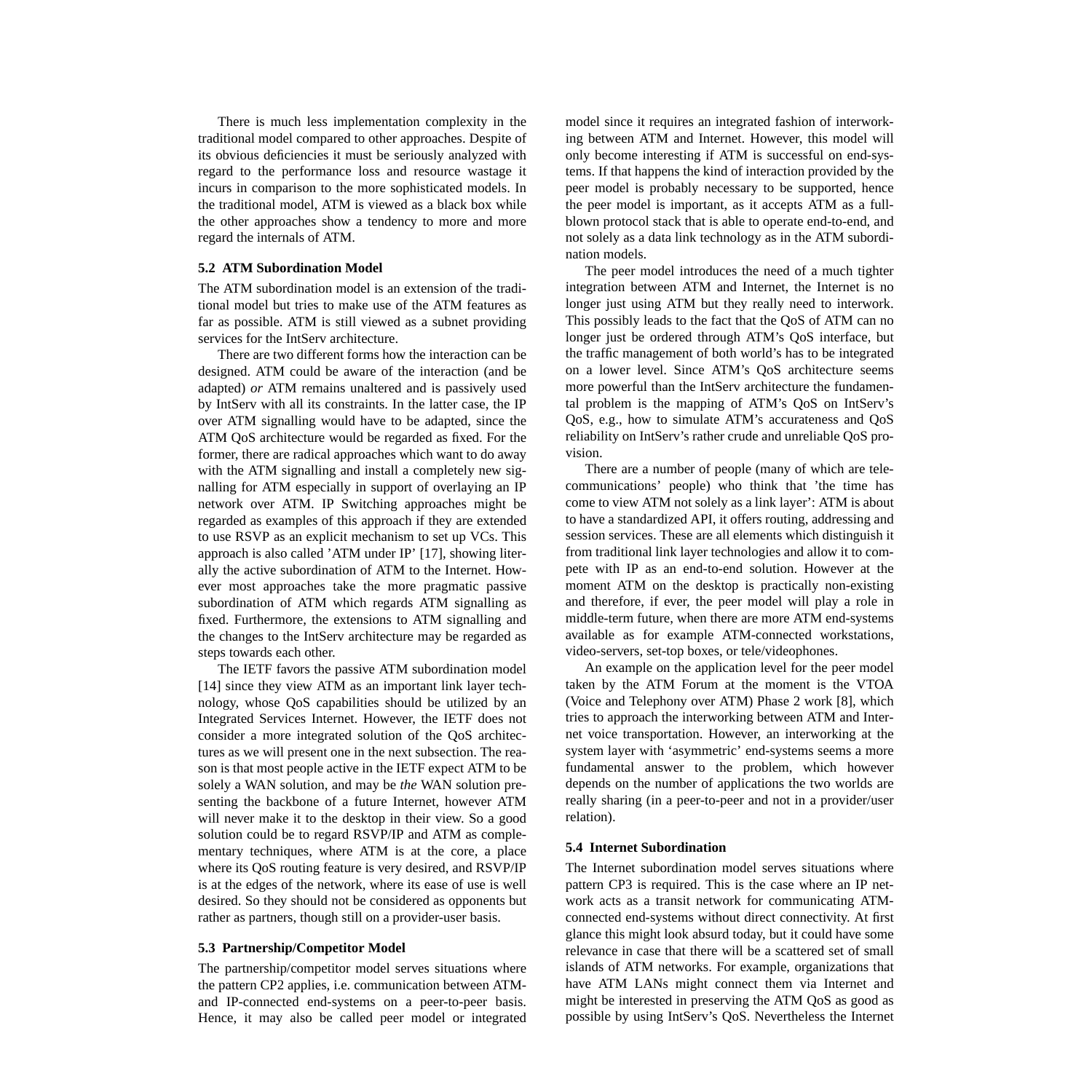There is much less implementation complexity in the traditional model compared to other approaches. Despite of its obvious deficiencies it must be seriously analyzed with regard to the performance loss and resource wastage it incurs in comparison to the more sophisticated models. In the traditional model, ATM is viewed as a black box while the other approaches show a tendency to more and more regard the internals of ATM.

### 5.2 ATM Subordination Model

The ATM subordination model is an extension of the traditional model but tries to make use of the ATM features as far as possible. ATM is still viewed as a subnet providing services for the IntServ architecture.

There are two different forms how the interaction can be designed. ATM could be aware of the interaction (and be adapted) *or* ATM remains unaltered and is passively used by IntServ with all its constraints. In the latter case, the IP over ATM signalling would have to be adapted, since the ATM QoS architecture would be regarded as fixed. For the former, there are radical approaches which want to do away with the ATM signalling and install a completely new signalling for ATM especially in support of overlaying an IP network over ATM. IP Switching approaches might be regarded as examples of this approach if they are extended to use RSVP as an explicit mechanism to set up VCs. This approach is also called 'ATM under IP' [17], showing literally the active subordination of ATM to the Internet. However most approaches take the more pragmatic passive subordination of ATM which regards ATM signalling as fixed. Furthermore, the extensions to ATM signalling and the changes to the IntServ architecture may be regarded as steps towards each other.

The IETF favors the passive ATM subordination model [14] since they view ATM as an important link layer technology, whose QoS capabilities should be utilized by an Integrated Services Internet. However, the IETF does not consider a more integrated solution of the QoS architectures as we will present one in the next subsection. The reason is that most people active in the IETF expect ATM to be solely a WAN solution, and may be *the* WAN solution presenting the backbone of a future Internet, however ATM will never make it to the desktop in their view. So a good solution could be to regard RSVP/IP and ATM as complementary techniques, where ATM is at the core, a place where its QoS routing feature is very desired, and RSVP/IP is at the edges of the network, where its ease of use is well desired. So they should not be considered as opponents but rather as partners, though still on a provider-user basis.

### 5.3 Partnership/Competitor Model

The partnership/competitor model serves situations where the pattern CP2 applies, i.e. communication between ATM- and IP-connected end-systems on a peer-to-peer basis. Hence, it may also be called peer model or integrated model since it requires an integrated fashion of interworking between ATM and Internet. However, this model will only become interesting if ATM is successful on end-systems. If that happens the kind of interaction provided by the peer model is probably necessary to be supported, hence the peer model is important, as it accepts ATM as a full-blown protocol stack that is able to operate end-to-end, and not solely as a data link technology as in the ATM subordination models.

The peer model introduces the need of a much tighter integration between ATM and Internet, the Internet is no longer just using ATM but they really need to interwork. This possibly leads to the fact that the QoS of ATM can no longer just be ordered through ATM's QoS interface, but the traffic management of both world's has to be integrated on a lower level. Since ATM's QoS architecture seems more powerful than the IntServ architecture the fundamental problem is the mapping of ATM's QoS on IntServ's QoS, e.g., how to simulate ATM's accurateness and QoS reliability on IntServ's rather crude and unreliable QoS provision.

There are a number of people (many of which are telecommunications' people) who think that 'the time has come to view ATM not solely as a link layer': ATM is about to have a standardized API, it offers routing, addressing and session services. These are all elements which distinguish it from traditional link layer technologies and allow it to compete with IP as an end-to-end solution. However at the moment ATM on the desktop is practically non-existing and therefore, if ever, the peer model will play a role in middle-term future, when there are more ATM end-systems available as for example ATM-connected workstations, video-servers, set-top boxes, or tele/videophones.

An example on the application level for the peer model taken by the ATM Forum at the moment is the VTOA (Voice and Telephony over ATM) Phase 2 work [8], which tries to approach the interworking between ATM and Internet voice transportation. However, an interworking at the system layer with 'asymmetric' end-systems seems a more fundamental answer to the problem, which however depends on the number of applications the two worlds are really sharing (in a peer-to-peer and not in a provider/user relation).

### 5.4 Internet Subordination

The Internet subordination model serves situations where pattern CP3 is required. This is the case where an IP network acts as a transit network for communicating ATM-connected end-systems without direct connectivity. At first glance this might look absurd today, but it could have some relevance in case that there will be a scattered set of small islands of ATM networks. For example, organizations that have ATM LANs might connect them via Internet and might be interested in preserving the ATM QoS as good as possible by using IntServ's QoS. Nevertheless the Internet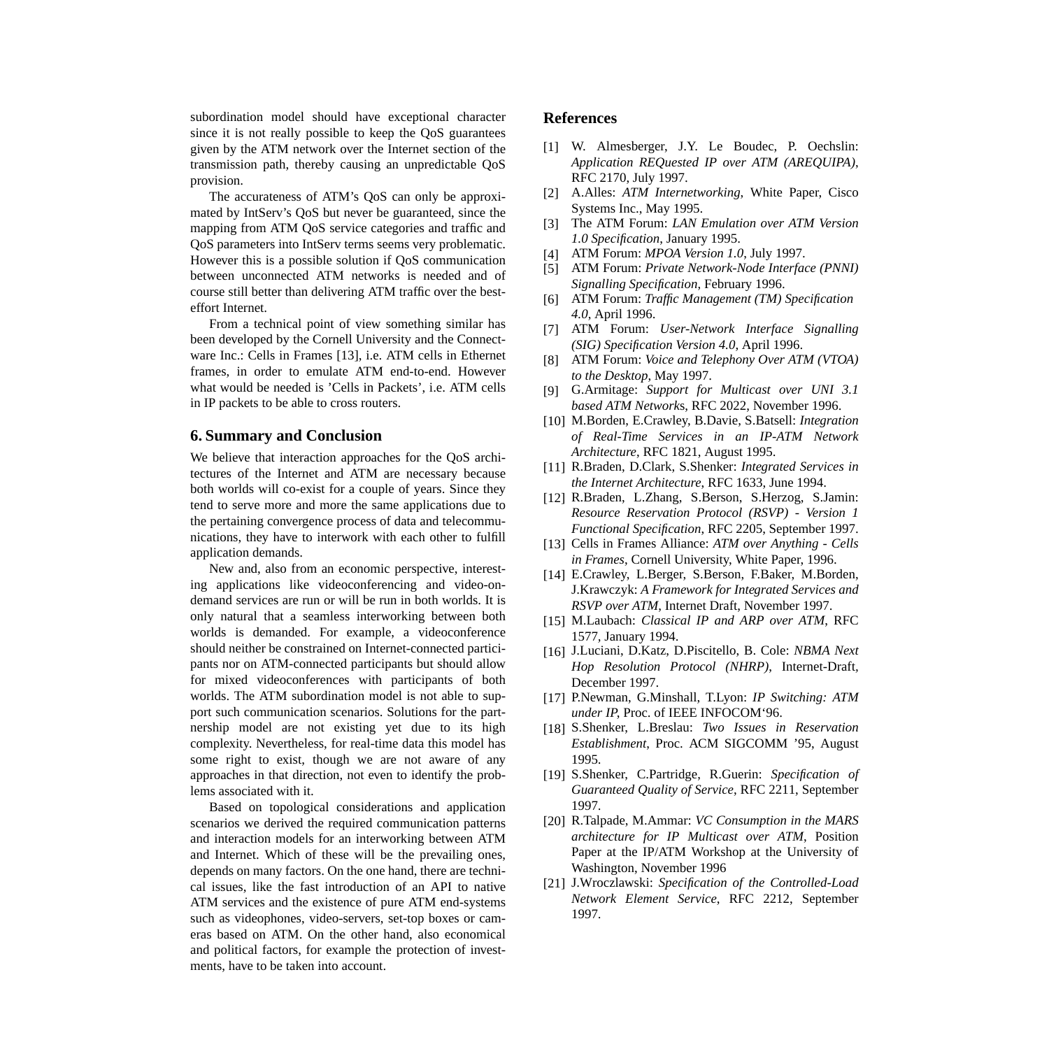subordination model should have exceptional character since it is not really possible to keep the QoS guarantees given by the ATM network over the Internet section of the transmission path, thereby causing an unpredictable QoS provision.

The accurateness of ATM's QoS can only be approximated by IntServ's QoS but never be guaranteed, since the mapping from ATM QoS service categories and traffic and QoS parameters into IntServ terms seems very problematic. However this is a possible solution if QoS communication between unconnected ATM networks is needed and of course still better than delivering ATM traffic over the best-effort Internet.

From a technical point of view something similar has been developed by the Cornell University and the Connectware Inc.: Cells in Frames [13], i.e. ATM cells in Ethernet frames, in order to emulate ATM end-to-end. However what would be needed is 'Cells in Packets', i.e. ATM cells in IP packets to be able to cross routers.

## 6. Summary and Conclusion

We believe that interaction approaches for the QoS architectures of the Internet and ATM are necessary because both worlds will co-exist for a couple of years. Since they tend to serve more and more the same applications due to the pertaining convergence process of data and telecommunications, they have to interwork with each other to fulfill application demands.

New and, also from an economic perspective, interesting applications like videoconferencing and video-on-demand services are run or will be run in both worlds. It is only natural that a seamless interworking between both worlds is demanded. For example, a videoconference should neither be constrained on Internet-connected participants nor on ATM-connected participants but should allow for mixed videoconferences with participants of both worlds. The ATM subordination model is not able to support such communication scenarios. Solutions for the partnership model are not existing yet due to its high complexity. Nevertheless, for real-time data this model has some right to exist, though we are not aware of any approaches in that direction, not even to identify the problems associated with it.

Based on topological considerations and application scenarios we derived the required communication patterns and interaction models for an interworking between ATM and Internet. Which of these will be the prevailing ones, depends on many factors. On the one hand, there are technical issues, like the fast introduction of an API to native ATM services and the existence of pure ATM end-systems such as videophones, video-servers, set-top boxes or cameras based on ATM. On the other hand, also economical and political factors, for example the protection of investments, have to be taken into account.

## References

[1] W. Almesberger, J.Y. Le Boudec, P. Oechslin: *Application REQuested IP over ATM (AREQUIPA)*, RFC 2170, July 1997.

[2] A.Alles: *ATM Internetworking*, White Paper, Cisco Systems Inc., May 1995.

[3] The ATM Forum: *LAN Emulation over ATM Version 1.0 Specification*, January 1995.

[4] ATM Forum: *MPOA Version 1.0*, July 1997.

[5] ATM Forum: *Private Network-Node Interface (PNNI) Signalling Specification*, February 1996.

[6] ATM Forum: *Traffic Management (TM) Specification 4.0*, April 1996.

[7] ATM Forum: *User-Network Interface Signalling (SIG) Specification Version 4.0*, April 1996.

[8] ATM Forum: *Voice and Telephony Over ATM (VTOA) to the Desktop*, May 1997.

[9] G.Armitage: *Support for Multicast over UNI 3.1 based ATM Network*s, RFC 2022, November 1996.

[10] M.Borden, E.Crawley, B.Davie, S.Batsell: *Integration of Real-Time Services in an IP-ATM Network Architecture*, RFC 1821, August 1995.

[11] R.Braden, D.Clark, S.Shenker: *Integrated Services in the Internet Architecture*, RFC 1633, June 1994.

[12] R.Braden, L.Zhang, S.Berson, S.Herzog, S.Jamin: *Resource Reservation Protocol (RSVP) - Version 1 Functional Specification*, RFC 2205, September 1997.

[13] Cells in Frames Alliance: *ATM over Anything - Cells in Frames*, Cornell University, White Paper, 1996.

[14] E.Crawley, L.Berger, S.Berson, F.Baker, M.Borden, J.Krawczyk: *A Framework for Integrated Services and RSVP over ATM*, Internet Draft, November 1997.

[15] M.Laubach: *Classical IP and ARP over ATM*, RFC 1577, January 1994.

[16] J.Luciani, D.Katz, D.Piscitello, B. Cole: *NBMA Next Hop Resolution Protocol (NHRP)*, Internet-Draft, December 1997.

[17] P.Newman, G.Minshall, T.Lyon: *IP Switching: ATM under IP*, Proc. of IEEE INFOCOM'96.

[18] S.Shenker, L.Breslau: *Two Issues in Reservation Establishment*, Proc. ACM SIGCOMM '95, August 1995.

[19] S.Shenker, C.Partridge, R.Guerin: *Specification of Guaranteed Quality of Service*, RFC 2211, September 1997.

[20] R.Talpade, M.Ammar: *VC Consumption in the MARS architecture for IP Multicast over ATM*, Position Paper at the IP/ATM Workshop at the University of Washington, November 1996

[21] J.Wroczlawski: *Specification of the Controlled-Load Network Element Service*, RFC 2212, September 1997.